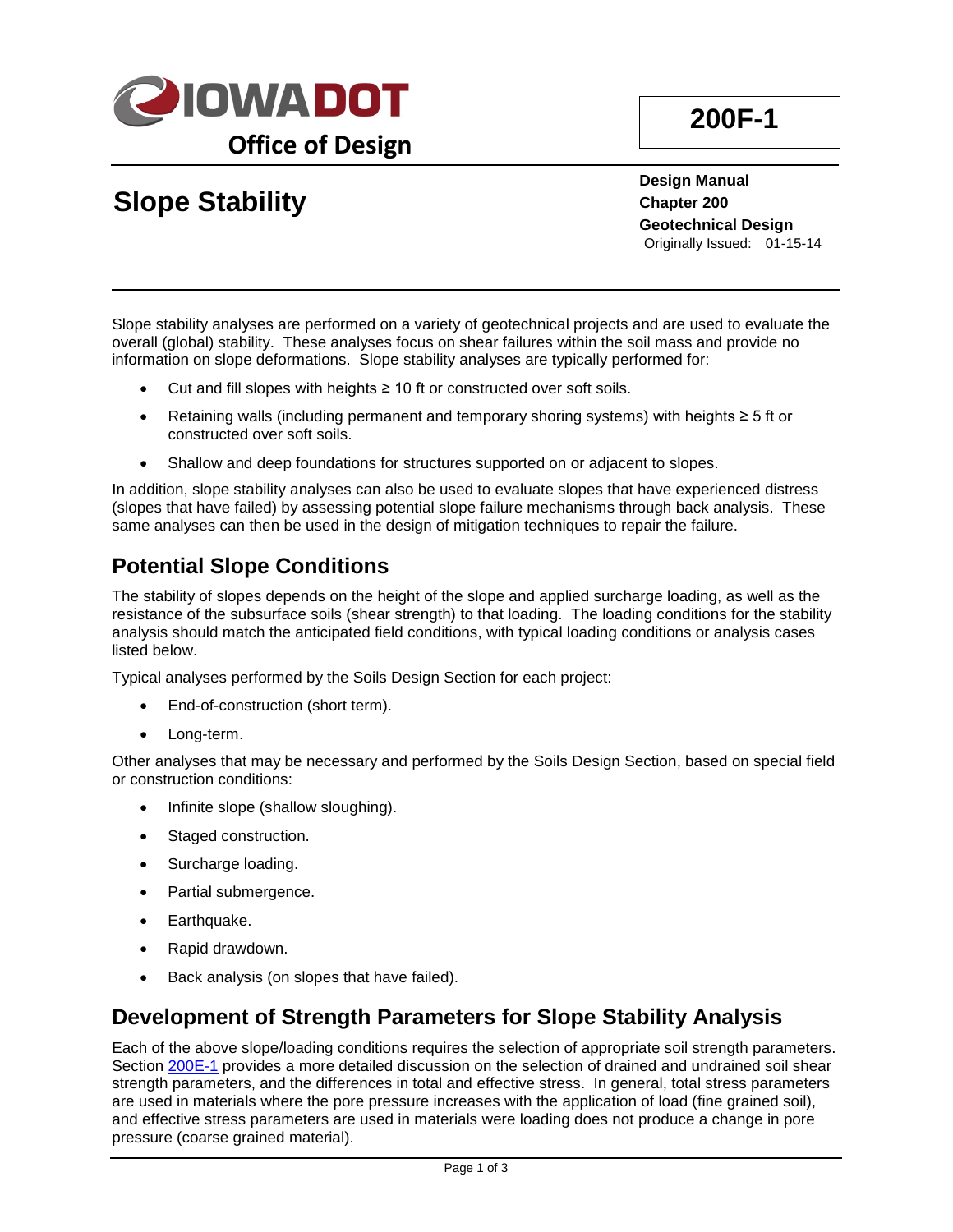# Slope Stability

**200F-1**

**Design Manual**
**Chapter 200**
**Geotechnical Design**
Originally Issued: 01-15-14

Slope stability analyses are performed on a variety of geotechnical projects and are used to evaluate the overall (global) stability. These analyses focus on shear failures within the soil mass and provide no information on slope deformations. Slope stability analyses are typically performed for:

- Cut and fill slopes with heights ≥ 10 ft or constructed over soft soils.
- Retaining walls (including permanent and temporary shoring systems) with heights ≥ 5 ft or constructed over soft soils.
- Shallow and deep foundations for structures supported on or adjacent to slopes.

In addition, slope stability analyses can also be used to evaluate slopes that have experienced distress (slopes that have failed) by assessing potential slope failure mechanisms through back analysis. These same analyses can then be used in the design of mitigation techniques to repair the failure.

## Potential Slope Conditions

The stability of slopes depends on the height of the slope and applied surcharge loading, as well as the resistance of the subsurface soils (shear strength) to that loading. The loading conditions for the stability analysis should match the anticipated field conditions, with typical loading conditions or analysis cases listed below.

Typical analyses performed by the Soils Design Section for each project:

- End-of-construction (short term).
- Long-term.

Other analyses that may be necessary and performed by the Soils Design Section, based on special field or construction conditions:

- Infinite slope (shallow sloughing).
- Staged construction.
- Surcharge loading.
- Partial submergence.
- Earthquake.
- Rapid drawdown.
- Back analysis (on slopes that have failed).

## Development of Strength Parameters for Slope Stability Analysis

Each of the above slope/loading conditions requires the selection of appropriate soil strength parameters. Section 200E-1 provides a more detailed discussion on the selection of drained and undrained soil shear strength parameters, and the differences in total and effective stress. In general, total stress parameters are used in materials where the pore pressure increases with the application of load (fine grained soil), and effective stress parameters are used in materials were loading does not produce a change in pore pressure (coarse grained material).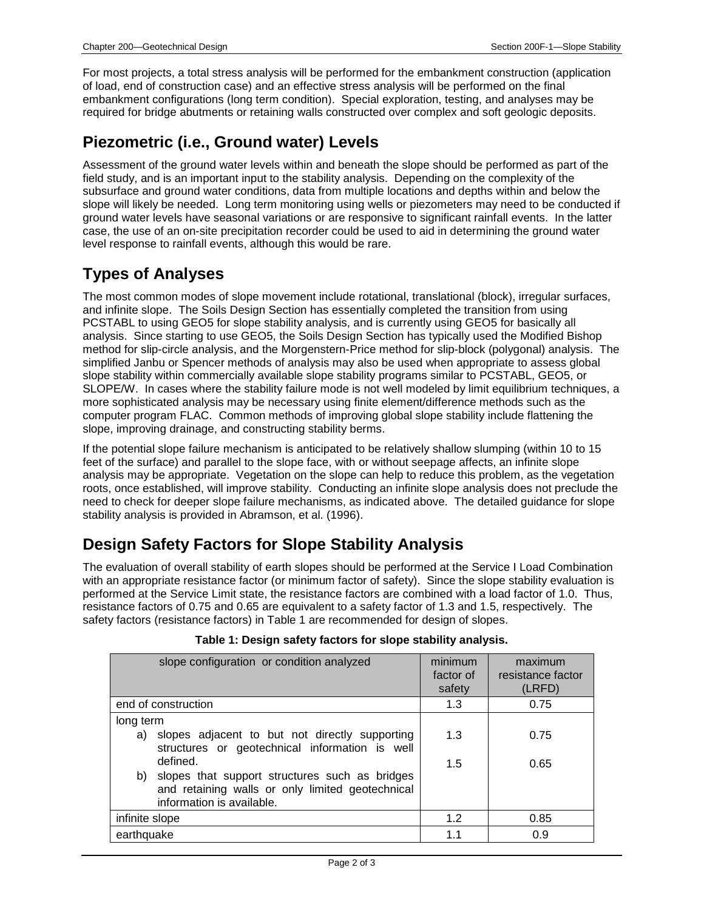For most projects, a total stress analysis will be performed for the embankment construction (application of load, end of construction case) and an effective stress analysis will be performed on the final embankment configurations (long term condition). Special exploration, testing, and analyses may be required for bridge abutments or retaining walls constructed over complex and soft geologic deposits.

## Piezometric (i.e., Ground water) Levels

Assessment of the ground water levels within and beneath the slope should be performed as part of the field study, and is an important input to the stability analysis. Depending on the complexity of the subsurface and ground water conditions, data from multiple locations and depths within and below the slope will likely be needed. Long term monitoring using wells or piezometers may need to be conducted if ground water levels have seasonal variations or are responsive to significant rainfall events. In the latter case, the use of an on-site precipitation recorder could be used to aid in determining the ground water level response to rainfall events, although this would be rare.

## Types of Analyses

The most common modes of slope movement include rotational, translational (block), irregular surfaces, and infinite slope. The Soils Design Section has essentially completed the transition from using PCSTABL to using GEO5 for slope stability analysis, and is currently using GEO5 for basically all analysis. Since starting to use GEO5, the Soils Design Section has typically used the Modified Bishop method for slip-circle analysis, and the Morgenstern-Price method for slip-block (polygonal) analysis. The simplified Janbu or Spencer methods of analysis may also be used when appropriate to assess global slope stability within commercially available slope stability programs similar to PCSTABL, GEO5, or SLOPE/W. In cases where the stability failure mode is not well modeled by limit equilibrium techniques, a more sophisticated analysis may be necessary using finite element/difference methods such as the computer program FLAC. Common methods of improving global slope stability include flattening the slope, improving drainage, and constructing stability berms.

If the potential slope failure mechanism is anticipated to be relatively shallow slumping (within 10 to 15 feet of the surface) and parallel to the slope face, with or without seepage affects, an infinite slope analysis may be appropriate. Vegetation on the slope can help to reduce this problem, as the vegetation roots, once established, will improve stability. Conducting an infinite slope analysis does not preclude the need to check for deeper slope failure mechanisms, as indicated above. The detailed guidance for slope stability analysis is provided in Abramson, et al. (1996).

## Design Safety Factors for Slope Stability Analysis

The evaluation of overall stability of earth slopes should be performed at the Service I Load Combination with an appropriate resistance factor (or minimum factor of safety). Since the slope stability evaluation is performed at the Service Limit state, the resistance factors are combined with a load factor of 1.0. Thus, resistance factors of 0.75 and 0.65 are equivalent to a safety factor of 1.3 and 1.5, respectively. The safety factors (resistance factors) in Table 1 are recommended for design of slopes.

**Table 1: Design safety factors for slope stability analysis.**

| slope configuration or condition analyzed | minimum factor of safety | maximum resistance factor (LRFD) |
|---|---|---|
| end of construction | 1.3 | 0.75 |
| long term<br>a) slopes adjacent to but not directly supporting structures or geotechnical information is well defined.<br>b) slopes that support structures such as bridges and retaining walls or only limited geotechnical information is available. | <br>1.3<br><br>1.5 | <br>0.75<br><br>0.65 |
| infinite slope | 1.2 | 0.85 |
| earthquake | 1.1 | 0.9 |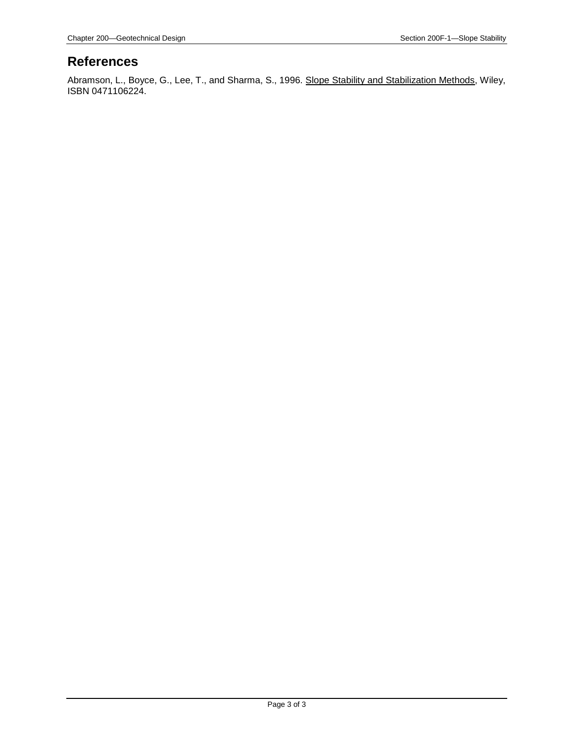## References

Abramson, L., Boyce, G., Lee, T., and Sharma, S., 1996. Slope Stability and Stabilization Methods, Wiley, ISBN 0471106224.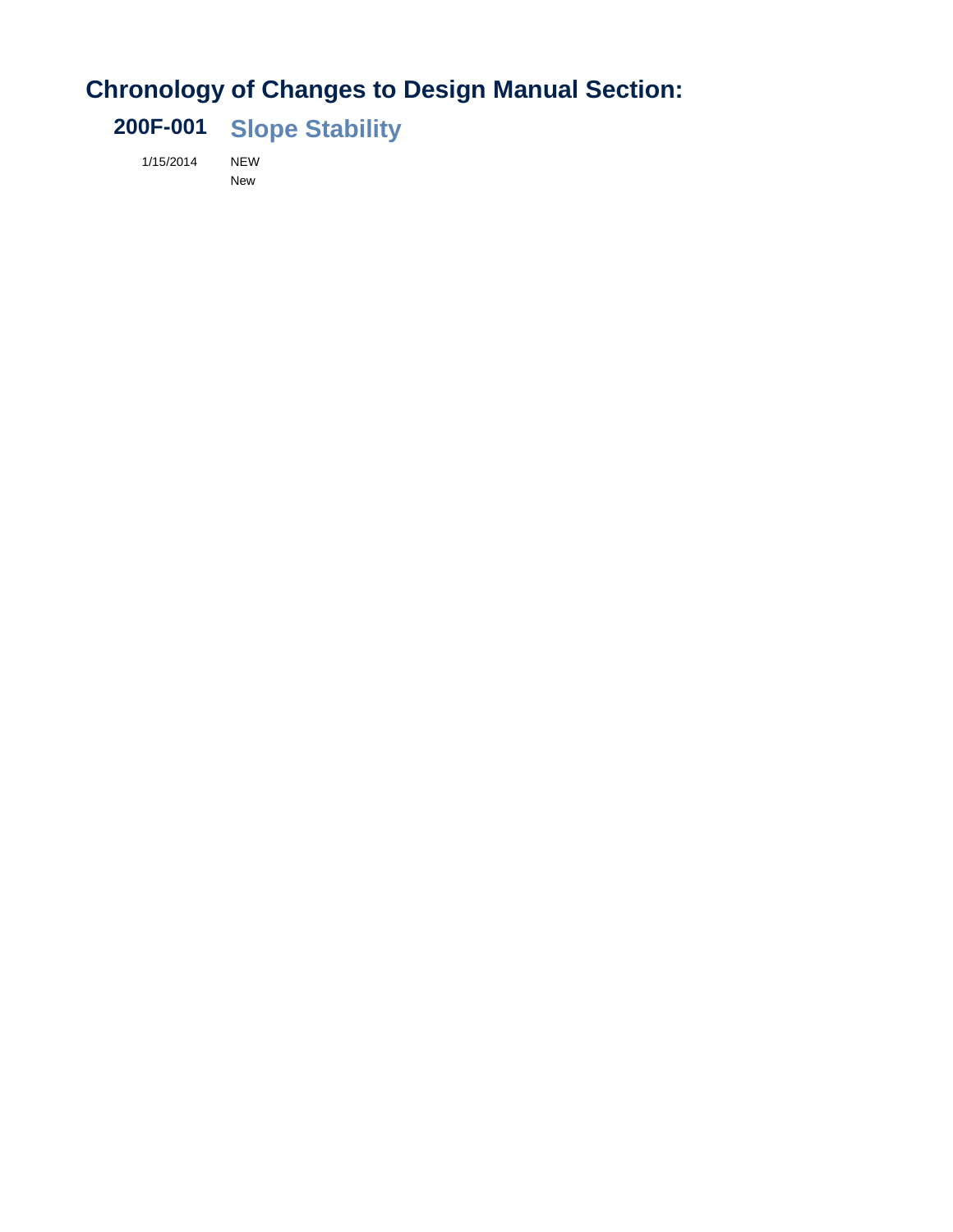# Chronology of Changes to Design Manual Section:

## 200F-001 Slope Stability

| | |
|---|---|
| 1/15/2014 | NEW<br>New |